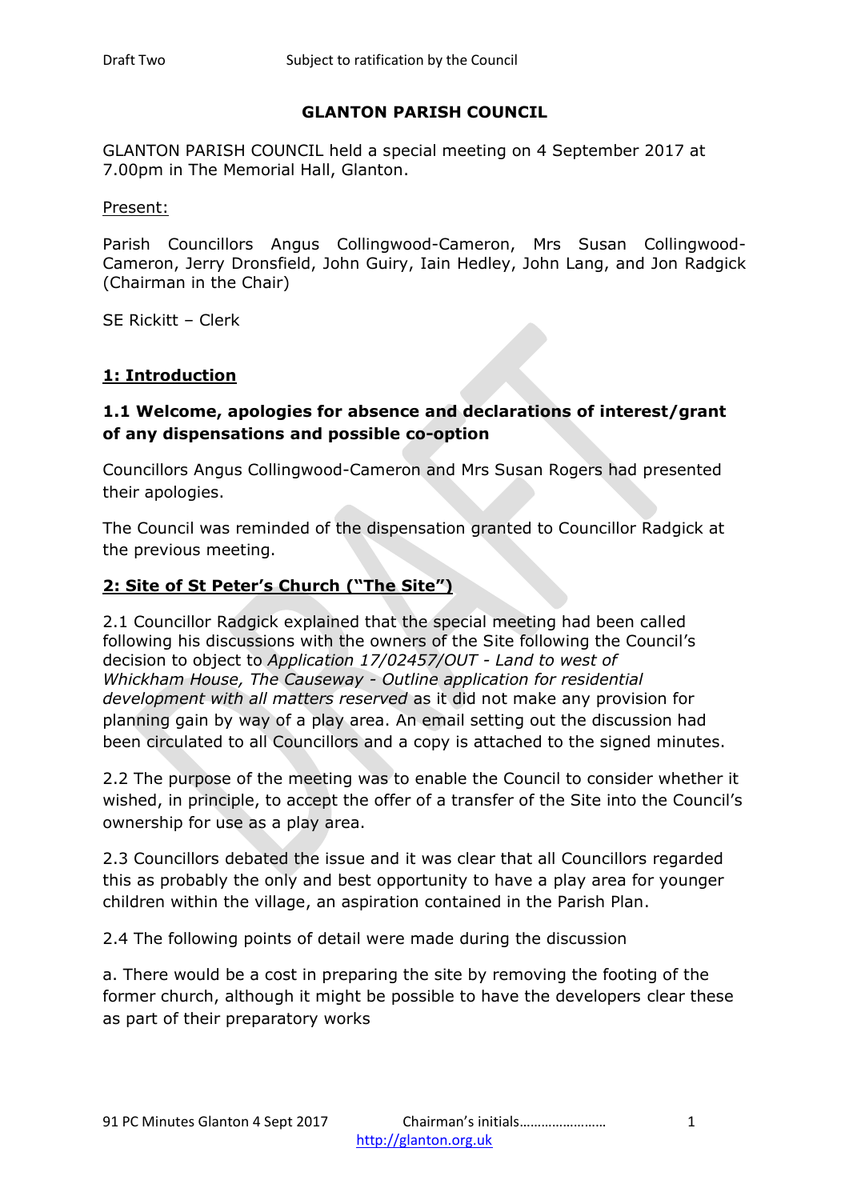# GLANTON PARISH COUNCIL

GLANTON PARISH COUNCIL held a special meeting on 4 September 2017 at 7.00pm in The Memorial Hall, Glanton.

Present:

Parish Councillors Angus Collingwood-Cameron, Mrs Susan Collingwood-Cameron, Jerry Dronsfield, John Guiry, Iain Hedley, John Lang, and Jon Radgick (Chairman in the Chair)

SE Rickitt – Clerk

## 1: Introduction

### 1.1 Welcome, apologies for absence and declarations of interest/grant of any dispensations and possible co-option

Councillors Angus Collingwood-Cameron and Mrs Susan Rogers had presented their apologies.

The Council was reminded of the dispensation granted to Councillor Radgick at the previous meeting.

## 2: Site of St Peter's Church ("The Site")

2.1 Councillor Radgick explained that the special meeting had been called following his discussions with the owners of the Site following the Council's decision to object to *Application 17/02457/OUT - Land to west of Whickham House, The Causeway - Outline application for residential development with all matters reserved* as it did not make any provision for planning gain by way of a play area. An email setting out the discussion had been circulated to all Councillors and a copy is attached to the signed minutes.

2.2 The purpose of the meeting was to enable the Council to consider whether it wished, in principle, to accept the offer of a transfer of the Site into the Council's ownership for use as a play area.

2.3 Councillors debated the issue and it was clear that all Councillors regarded this as probably the only and best opportunity to have a play area for younger children within the village, an aspiration contained in the Parish Plan.

2.4 The following points of detail were made during the discussion

a. There would be a cost in preparing the site by removing the footing of the former church, although it might be possible to have the developers clear these as part of their preparatory works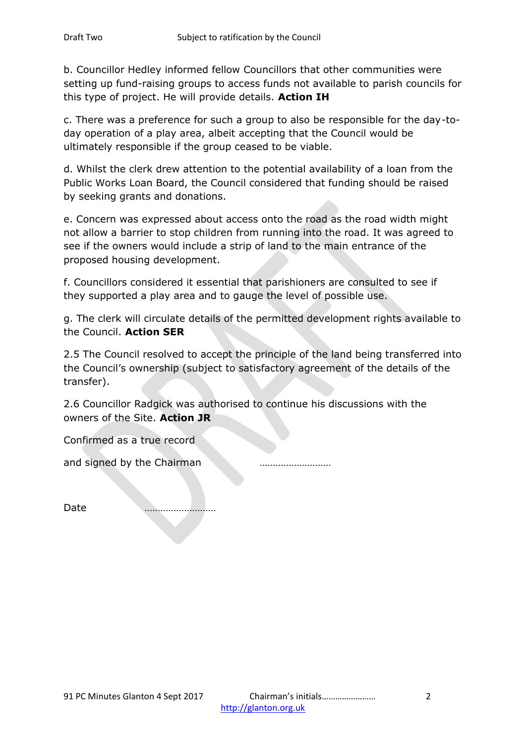b. Councillor Hedley informed fellow Councillors that other communities were setting up fund-raising groups to access funds not available to parish councils for this type of project. He will provide details. **Action IH**

c. There was a preference for such a group to also be responsible for the day-to-day operation of a play area, albeit accepting that the Council would be ultimately responsible if the group ceased to be viable.

d. Whilst the clerk drew attention to the potential availability of a loan from the Public Works Loan Board, the Council considered that funding should be raised by seeking grants and donations.

e. Concern was expressed about access onto the road as the road width might not allow a barrier to stop children from running into the road. It was agreed to see if the owners would include a strip of land to the main entrance of the proposed housing development.

f. Councillors considered it essential that parishioners are consulted to see if they supported a play area and to gauge the level of possible use.

g. The clerk will circulate details of the permitted development rights available to the Council. **Action SER**

2.5 The Council resolved to accept the principle of the land being transferred into the Council's ownership (subject to satisfactory agreement of the details of the transfer).

2.6 Councillor Radgick was authorised to continue his discussions with the owners of the Site. **Action JR**

Confirmed as a true record

and signed by the Chairman ………………………

Date ………………………